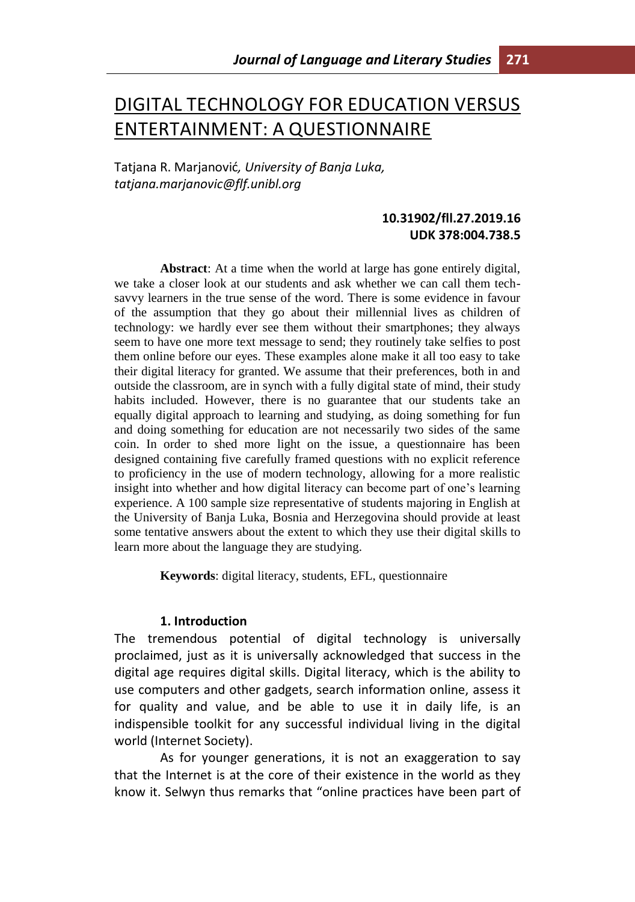# DIGITAL TECHNOLOGY FOR EDUCATION VERSUS ENTERTAINMENT: A QUESTIONNAIRE

Tatjana R. Marjanović, *University of Banja Luka, tatjana.marjanovic@flf.unibl.org*

**10.31902/fll.27.2019.16**
**UDK 378:004.738.5**

**Abstract**: At a time when the world at large has gone entirely digital, we take a closer look at our students and ask whether we can call them tech-savvy learners in the true sense of the word. There is some evidence in favour of the assumption that they go about their millennial lives as children of technology: we hardly ever see them without their smartphones; they always seem to have one more text message to send; they routinely take selfies to post them online before our eyes. These examples alone make it all too easy to take their digital literacy for granted. We assume that their preferences, both in and outside the classroom, are in synch with a fully digital state of mind, their study habits included. However, there is no guarantee that our students take an equally digital approach to learning and studying, as doing something for fun and doing something for education are not necessarily two sides of the same coin. In order to shed more light on the issue, a questionnaire has been designed containing five carefully framed questions with no explicit reference to proficiency in the use of modern technology, allowing for a more realistic insight into whether and how digital literacy can become part of one's learning experience. A 100 sample size representative of students majoring in English at the University of Banja Luka, Bosnia and Herzegovina should provide at least some tentative answers about the extent to which they use their digital skills to learn more about the language they are studying.

**Keywords**: digital literacy, students, EFL, questionnaire

## 1. Introduction

The tremendous potential of digital technology is universally proclaimed, just as it is universally acknowledged that success in the digital age requires digital skills. Digital literacy, which is the ability to use computers and other gadgets, search information online, assess it for quality and value, and be able to use it in daily life, is an indispensible toolkit for any successful individual living in the digital world (Internet Society).

As for younger generations, it is not an exaggeration to say that the Internet is at the core of their existence in the world as they know it. Selwyn thus remarks that "online practices have been part of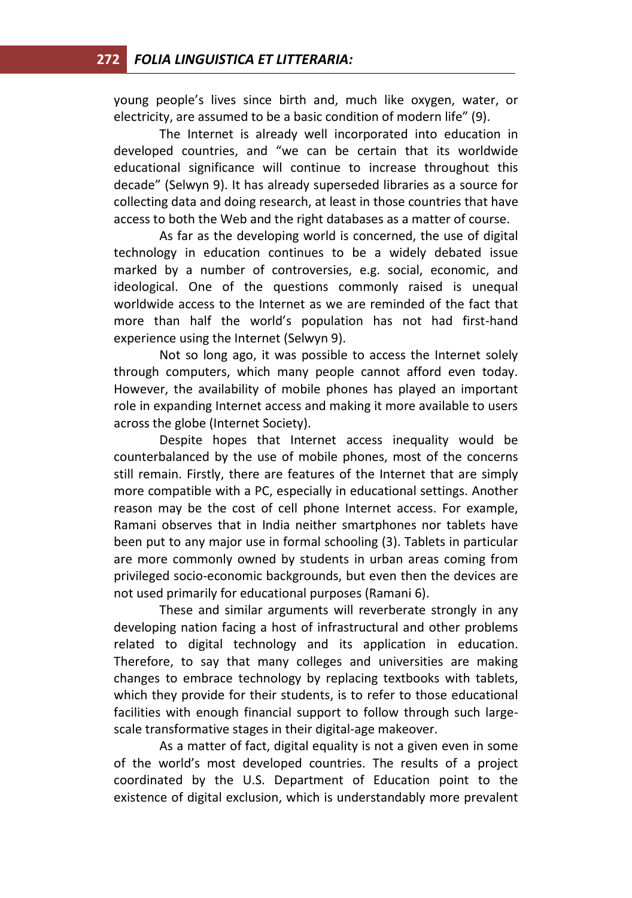young people's lives since birth and, much like oxygen, water, or electricity, are assumed to be a basic condition of modern life" (9).

The Internet is already well incorporated into education in developed countries, and "we can be certain that its worldwide educational significance will continue to increase throughout this decade" (Selwyn 9). It has already superseded libraries as a source for collecting data and doing research, at least in those countries that have access to both the Web and the right databases as a matter of course.

As far as the developing world is concerned, the use of digital technology in education continues to be a widely debated issue marked by a number of controversies, e.g. social, economic, and ideological. One of the questions commonly raised is unequal worldwide access to the Internet as we are reminded of the fact that more than half the world's population has not had first-hand experience using the Internet (Selwyn 9).

Not so long ago, it was possible to access the Internet solely through computers, which many people cannot afford even today. However, the availability of mobile phones has played an important role in expanding Internet access and making it more available to users across the globe (Internet Society).

Despite hopes that Internet access inequality would be counterbalanced by the use of mobile phones, most of the concerns still remain. Firstly, there are features of the Internet that are simply more compatible with a PC, especially in educational settings. Another reason may be the cost of cell phone Internet access. For example, Ramani observes that in India neither smartphones nor tablets have been put to any major use in formal schooling (3). Tablets in particular are more commonly owned by students in urban areas coming from privileged socio-economic backgrounds, but even then the devices are not used primarily for educational purposes (Ramani 6).

These and similar arguments will reverberate strongly in any developing nation facing a host of infrastructural and other problems related to digital technology and its application in education. Therefore, to say that many colleges and universities are making changes to embrace technology by replacing textbooks with tablets, which they provide for their students, is to refer to those educational facilities with enough financial support to follow through such large-scale transformative stages in their digital-age makeover.

As a matter of fact, digital equality is not a given even in some of the world's most developed countries. The results of a project coordinated by the U.S. Department of Education point to the existence of digital exclusion, which is understandably more prevalent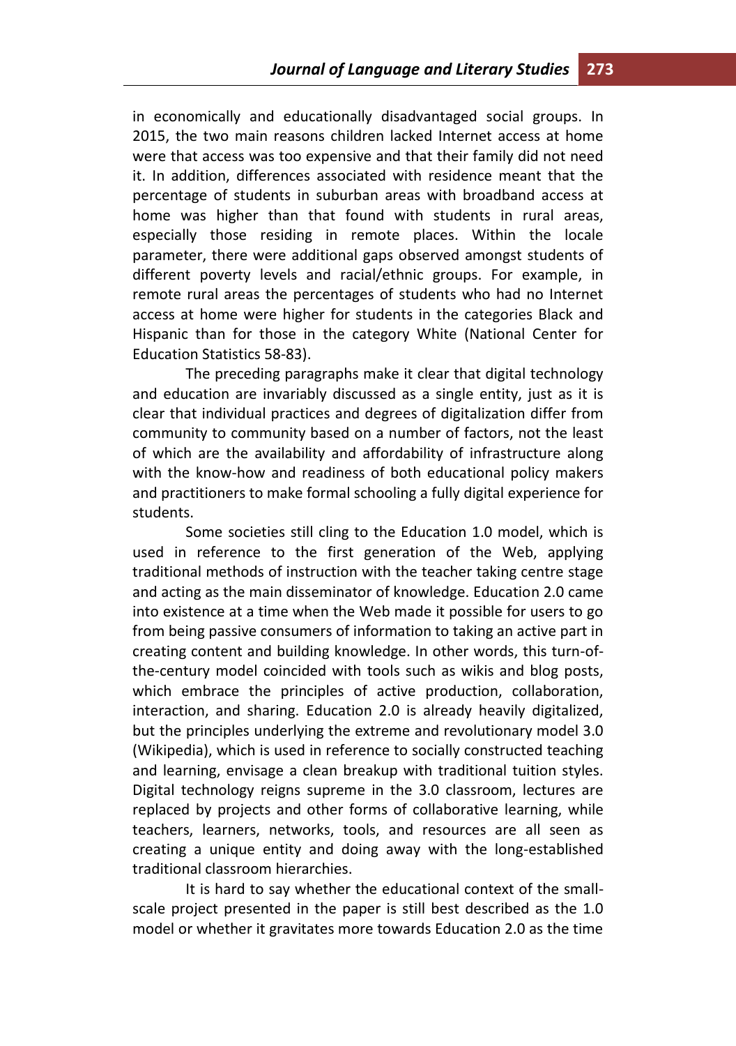in economically and educationally disadvantaged social groups. In 2015, the two main reasons children lacked Internet access at home were that access was too expensive and that their family did not need it. In addition, differences associated with residence meant that the percentage of students in suburban areas with broadband access at home was higher than that found with students in rural areas, especially those residing in remote places. Within the locale parameter, there were additional gaps observed amongst students of different poverty levels and racial/ethnic groups. For example, in remote rural areas the percentages of students who had no Internet access at home were higher for students in the categories Black and Hispanic than for those in the category White (National Center for Education Statistics 58-83).

The preceding paragraphs make it clear that digital technology and education are invariably discussed as a single entity, just as it is clear that individual practices and degrees of digitalization differ from community to community based on a number of factors, not the least of which are the availability and affordability of infrastructure along with the know-how and readiness of both educational policy makers and practitioners to make formal schooling a fully digital experience for students.

Some societies still cling to the Education 1.0 model, which is used in reference to the first generation of the Web, applying traditional methods of instruction with the teacher taking centre stage and acting as the main disseminator of knowledge. Education 2.0 came into existence at a time when the Web made it possible for users to go from being passive consumers of information to taking an active part in creating content and building knowledge. In other words, this turn-of-the-century model coincided with tools such as wikis and blog posts, which embrace the principles of active production, collaboration, interaction, and sharing. Education 2.0 is already heavily digitalized, but the principles underlying the extreme and revolutionary model 3.0 (Wikipedia), which is used in reference to socially constructed teaching and learning, envisage a clean breakup with traditional tuition styles. Digital technology reigns supreme in the 3.0 classroom, lectures are replaced by projects and other forms of collaborative learning, while teachers, learners, networks, tools, and resources are all seen as creating a unique entity and doing away with the long-established traditional classroom hierarchies.

It is hard to say whether the educational context of the small-scale project presented in the paper is still best described as the 1.0 model or whether it gravitates more towards Education 2.0 as the time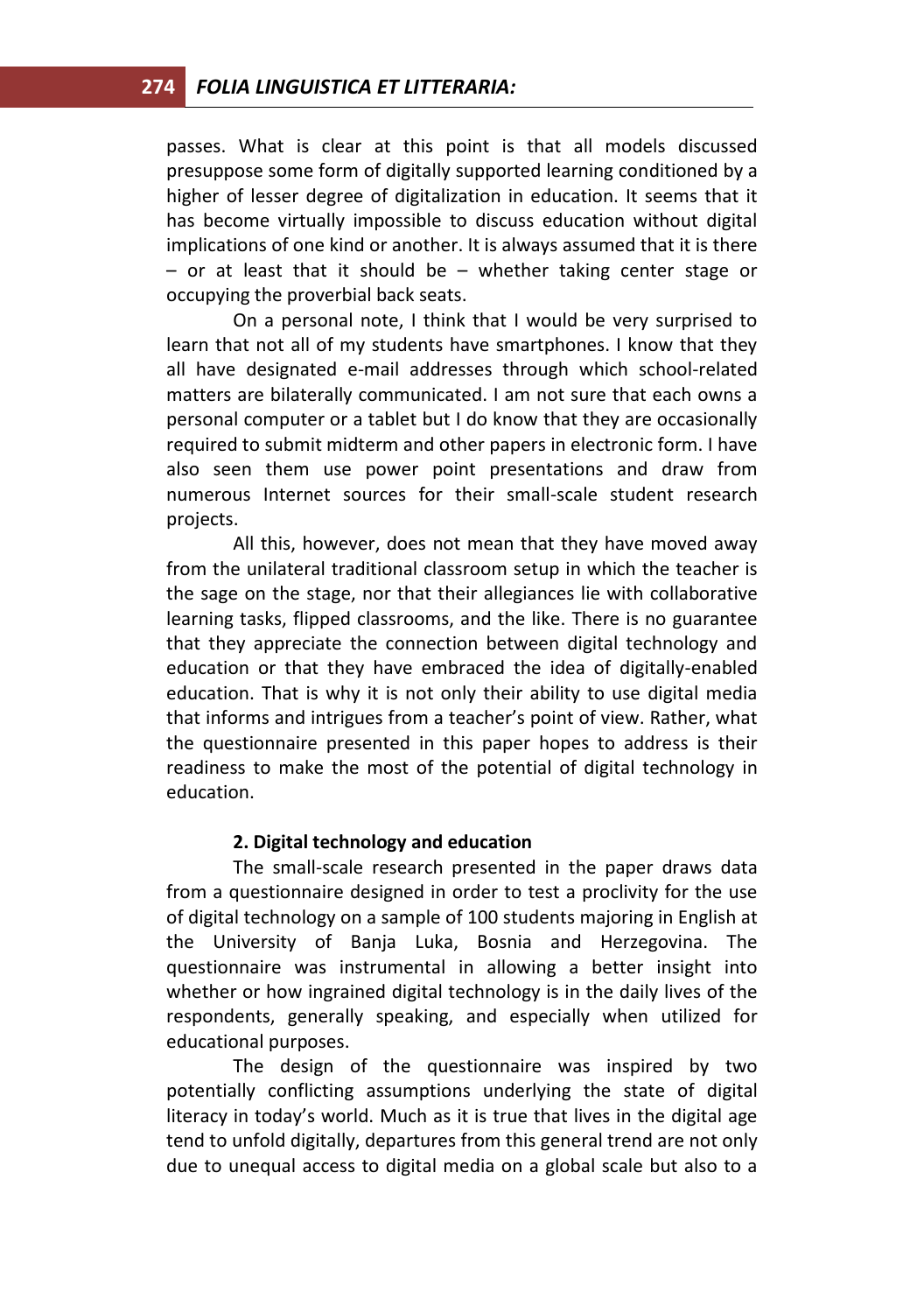passes. What is clear at this point is that all models discussed presuppose some form of digitally supported learning conditioned by a higher of lesser degree of digitalization in education. It seems that it has become virtually impossible to discuss education without digital implications of one kind or another. It is always assumed that it is there – or at least that it should be – whether taking center stage or occupying the proverbial back seats.

On a personal note, I think that I would be very surprised to learn that not all of my students have smartphones. I know that they all have designated e-mail addresses through which school-related matters are bilaterally communicated. I am not sure that each owns a personal computer or a tablet but I do know that they are occasionally required to submit midterm and other papers in electronic form. I have also seen them use power point presentations and draw from numerous Internet sources for their small-scale student research projects.

All this, however, does not mean that they have moved away from the unilateral traditional classroom setup in which the teacher is the sage on the stage, nor that their allegiances lie with collaborative learning tasks, flipped classrooms, and the like. There is no guarantee that they appreciate the connection between digital technology and education or that they have embraced the idea of digitally-enabled education. That is why it is not only their ability to use digital media that informs and intrigues from a teacher's point of view. Rather, what the questionnaire presented in this paper hopes to address is their readiness to make the most of the potential of digital technology in education.

## 2. Digital technology and education

The small-scale research presented in the paper draws data from a questionnaire designed in order to test a proclivity for the use of digital technology on a sample of 100 students majoring in English at the University of Banja Luka, Bosnia and Herzegovina. The questionnaire was instrumental in allowing a better insight into whether or how ingrained digital technology is in the daily lives of the respondents, generally speaking, and especially when utilized for educational purposes.

The design of the questionnaire was inspired by two potentially conflicting assumptions underlying the state of digital literacy in today's world. Much as it is true that lives in the digital age tend to unfold digitally, departures from this general trend are not only due to unequal access to digital media on a global scale but also to a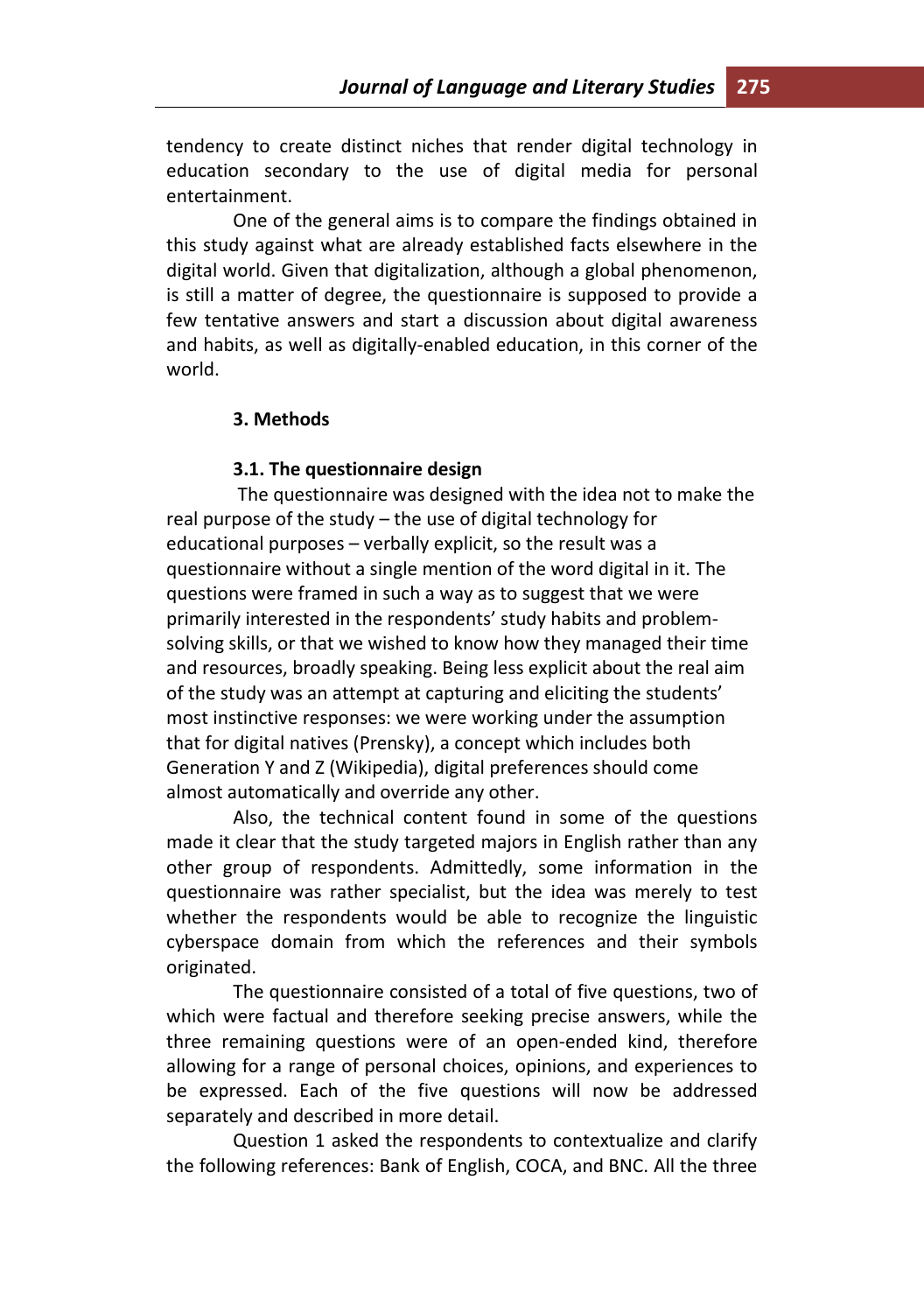tendency to create distinct niches that render digital technology in education secondary to the use of digital media for personal entertainment.

One of the general aims is to compare the findings obtained in this study against what are already established facts elsewhere in the digital world. Given that digitalization, although a global phenomenon, is still a matter of degree, the questionnaire is supposed to provide a few tentative answers and start a discussion about digital awareness and habits, as well as digitally-enabled education, in this corner of the world.

## 3. Methods

### 3.1. The questionnaire design

The questionnaire was designed with the idea not to make the real purpose of the study – the use of digital technology for educational purposes – verbally explicit, so the result was a questionnaire without a single mention of the word digital in it. The questions were framed in such a way as to suggest that we were primarily interested in the respondents' study habits and problem-solving skills, or that we wished to know how they managed their time and resources, broadly speaking. Being less explicit about the real aim of the study was an attempt at capturing and eliciting the students' most instinctive responses: we were working under the assumption that for digital natives (Prensky), a concept which includes both Generation Y and Z (Wikipedia), digital preferences should come almost automatically and override any other.

Also, the technical content found in some of the questions made it clear that the study targeted majors in English rather than any other group of respondents. Admittedly, some information in the questionnaire was rather specialist, but the idea was merely to test whether the respondents would be able to recognize the linguistic cyberspace domain from which the references and their symbols originated.

The questionnaire consisted of a total of five questions, two of which were factual and therefore seeking precise answers, while the three remaining questions were of an open-ended kind, therefore allowing for a range of personal choices, opinions, and experiences to be expressed. Each of the five questions will now be addressed separately and described in more detail.

Question 1 asked the respondents to contextualize and clarify the following references: Bank of English, COCA, and BNC. All the three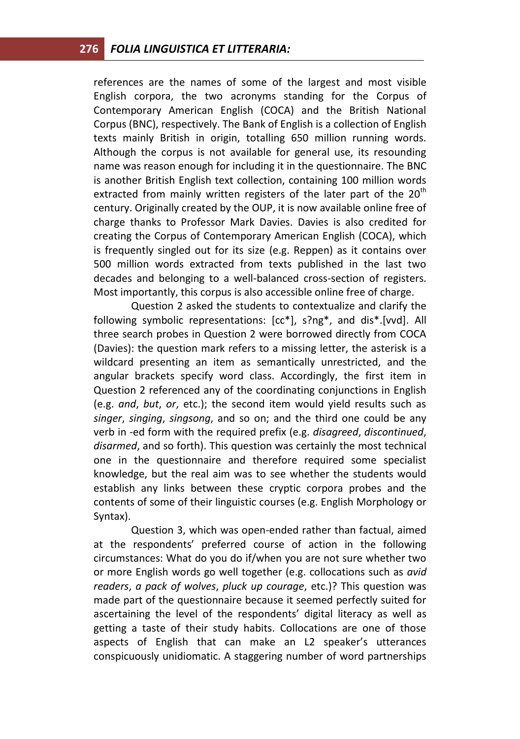references are the names of some of the largest and most visible English corpora, the two acronyms standing for the Corpus of Contemporary American English (COCA) and the British National Corpus (BNC), respectively. The Bank of English is a collection of English texts mainly British in origin, totalling 650 million running words. Although the corpus is not available for general use, its resounding name was reason enough for including it in the questionnaire. The BNC is another British English text collection, containing 100 million words extracted from mainly written registers of the later part of the 20th century. Originally created by the OUP, it is now available online free of charge thanks to Professor Mark Davies. Davies is also credited for creating the Corpus of Contemporary American English (COCA), which is frequently singled out for its size (e.g. Reppen) as it contains over 500 million words extracted from texts published in the last two decades and belonging to a well-balanced cross-section of registers. Most importantly, this corpus is also accessible online free of charge.

Question 2 asked the students to contextualize and clarify the following symbolic representations: [cc*], s?ng*, and dis*.[vvd]. All three search probes in Question 2 were borrowed directly from COCA (Davies): the question mark refers to a missing letter, the asterisk is a wildcard presenting an item as semantically unrestricted, and the angular brackets specify word class. Accordingly, the first item in Question 2 referenced any of the coordinating conjunctions in English (e.g. *and*, *but*, *or*, etc.); the second item would yield results such as *singer*, *singing*, *singsong*, and so on; and the third one could be any verb in -ed form with the required prefix (e.g. *disagreed*, *discontinued*, *disarmed*, and so forth). This question was certainly the most technical one in the questionnaire and therefore required some specialist knowledge, but the real aim was to see whether the students would establish any links between these cryptic corpora probes and the contents of some of their linguistic courses (e.g. English Morphology or Syntax).

Question 3, which was open-ended rather than factual, aimed at the respondents' preferred course of action in the following circumstances: What do you do if/when you are not sure whether two or more English words go well together (e.g. collocations such as *avid readers*, *a pack of wolves*, *pluck up courage*, etc.)? This question was made part of the questionnaire because it seemed perfectly suited for ascertaining the level of the respondents' digital literacy as well as getting a taste of their study habits. Collocations are one of those aspects of English that can make an L2 speaker's utterances conspicuously unidiomatic. A staggering number of word partnerships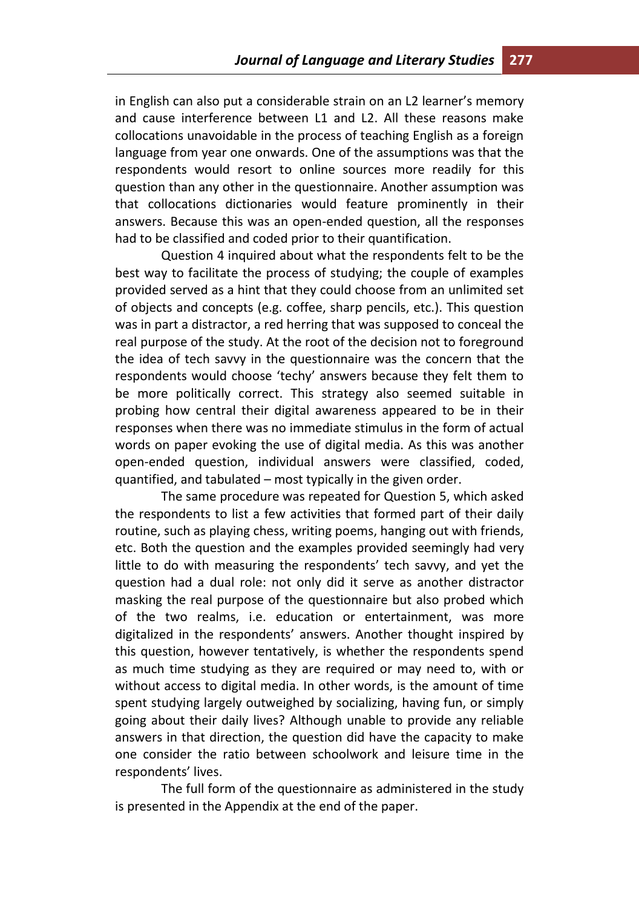in English can also put a considerable strain on an L2 learner's memory and cause interference between L1 and L2. All these reasons make collocations unavoidable in the process of teaching English as a foreign language from year one onwards. One of the assumptions was that the respondents would resort to online sources more readily for this question than any other in the questionnaire. Another assumption was that collocations dictionaries would feature prominently in their answers. Because this was an open-ended question, all the responses had to be classified and coded prior to their quantification.

Question 4 inquired about what the respondents felt to be the best way to facilitate the process of studying; the couple of examples provided served as a hint that they could choose from an unlimited set of objects and concepts (e.g. coffee, sharp pencils, etc.). This question was in part a distractor, a red herring that was supposed to conceal the real purpose of the study. At the root of the decision not to foreground the idea of tech savvy in the questionnaire was the concern that the respondents would choose 'techy' answers because they felt them to be more politically correct. This strategy also seemed suitable in probing how central their digital awareness appeared to be in their responses when there was no immediate stimulus in the form of actual words on paper evoking the use of digital media. As this was another open-ended question, individual answers were classified, coded, quantified, and tabulated – most typically in the given order.

The same procedure was repeated for Question 5, which asked the respondents to list a few activities that formed part of their daily routine, such as playing chess, writing poems, hanging out with friends, etc. Both the question and the examples provided seemingly had very little to do with measuring the respondents' tech savvy, and yet the question had a dual role: not only did it serve as another distractor masking the real purpose of the questionnaire but also probed which of the two realms, i.e. education or entertainment, was more digitalized in the respondents' answers. Another thought inspired by this question, however tentatively, is whether the respondents spend as much time studying as they are required or may need to, with or without access to digital media. In other words, is the amount of time spent studying largely outweighed by socializing, having fun, or simply going about their daily lives? Although unable to provide any reliable answers in that direction, the question did have the capacity to make one consider the ratio between schoolwork and leisure time in the respondents' lives.

The full form of the questionnaire as administered in the study is presented in the Appendix at the end of the paper.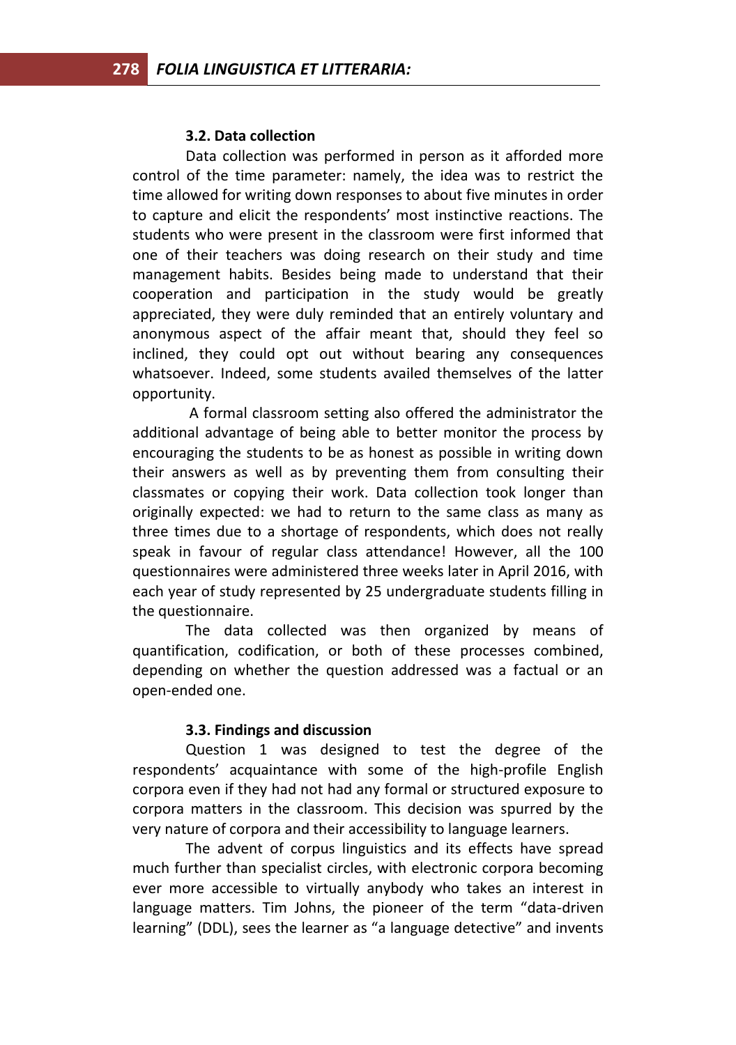### 3.2. Data collection

Data collection was performed in person as it afforded more control of the time parameter: namely, the idea was to restrict the time allowed for writing down responses to about five minutes in order to capture and elicit the respondents' most instinctive reactions. The students who were present in the classroom were first informed that one of their teachers was doing research on their study and time management habits. Besides being made to understand that their cooperation and participation in the study would be greatly appreciated, they were duly reminded that an entirely voluntary and anonymous aspect of the affair meant that, should they feel so inclined, they could opt out without bearing any consequences whatsoever. Indeed, some students availed themselves of the latter opportunity.

A formal classroom setting also offered the administrator the additional advantage of being able to better monitor the process by encouraging the students to be as honest as possible in writing down their answers as well as by preventing them from consulting their classmates or copying their work. Data collection took longer than originally expected: we had to return to the same class as many as three times due to a shortage of respondents, which does not really speak in favour of regular class attendance! However, all the 100 questionnaires were administered three weeks later in April 2016, with each year of study represented by 25 undergraduate students filling in the questionnaire.

The data collected was then organized by means of quantification, codification, or both of these processes combined, depending on whether the question addressed was a factual or an open-ended one.

### 3.3. Findings and discussion

Question 1 was designed to test the degree of the respondents' acquaintance with some of the high-profile English corpora even if they had not had any formal or structured exposure to corpora matters in the classroom. This decision was spurred by the very nature of corpora and their accessibility to language learners.

The advent of corpus linguistics and its effects have spread much further than specialist circles, with electronic corpora becoming ever more accessible to virtually anybody who takes an interest in language matters. Tim Johns, the pioneer of the term "data-driven learning" (DDL), sees the learner as "a language detective" and invents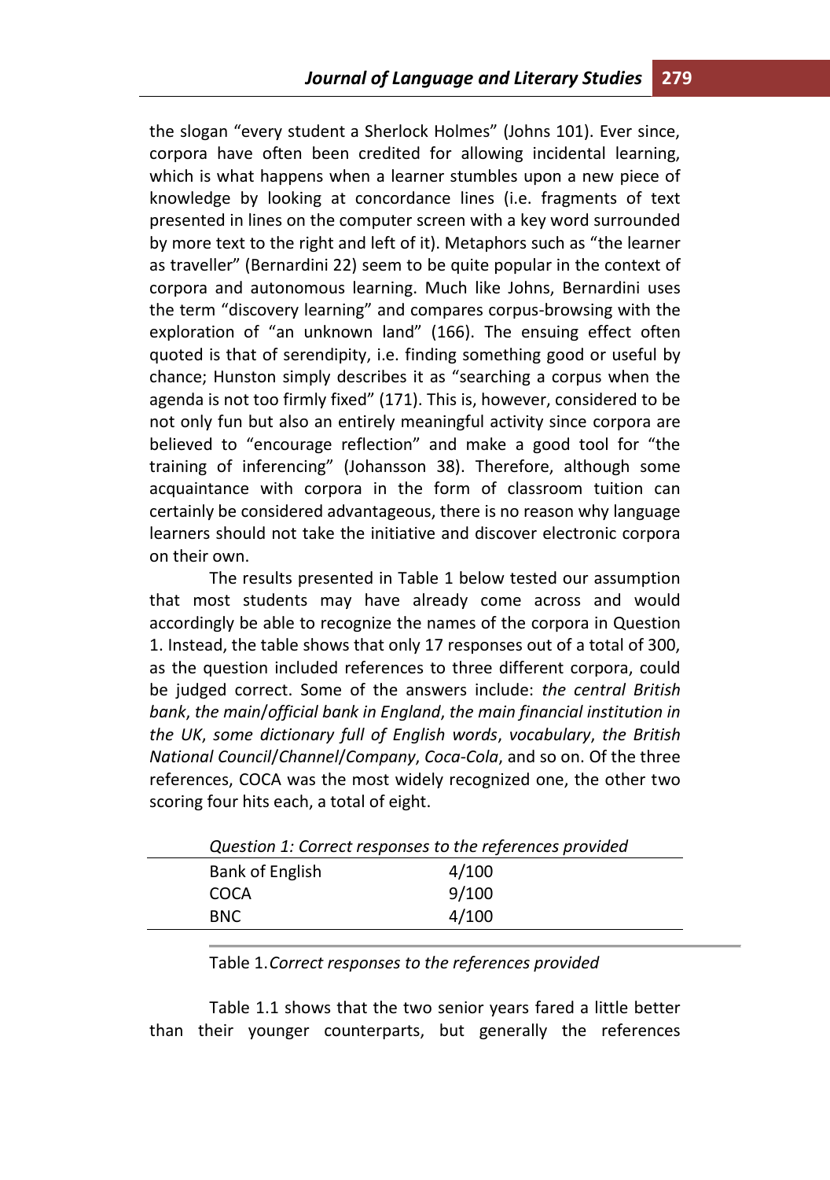the slogan "every student a Sherlock Holmes" (Johns 101). Ever since, corpora have often been credited for allowing incidental learning, which is what happens when a learner stumbles upon a new piece of knowledge by looking at concordance lines (i.e. fragments of text presented in lines on the computer screen with a key word surrounded by more text to the right and left of it). Metaphors such as "the learner as traveller" (Bernardini 22) seem to be quite popular in the context of corpora and autonomous learning. Much like Johns, Bernardini uses the term "discovery learning" and compares corpus-browsing with the exploration of "an unknown land" (166). The ensuing effect often quoted is that of serendipity, i.e. finding something good or useful by chance; Hunston simply describes it as "searching a corpus when the agenda is not too firmly fixed" (171). This is, however, considered to be not only fun but also an entirely meaningful activity since corpora are believed to "encourage reflection" and make a good tool for "the training of inferencing" (Johansson 38). Therefore, although some acquaintance with corpora in the form of classroom tuition can certainly be considered advantageous, there is no reason why language learners should not take the initiative and discover electronic corpora on their own.

The results presented in Table 1 below tested our assumption that most students may have already come across and would accordingly be able to recognize the names of the corpora in Question 1. Instead, the table shows that only 17 responses out of a total of 300, as the question included references to three different corpora, could be judged correct. Some of the answers include: *the central British bank*, *the main/official bank in England*, *the main financial institution in the UK*, *some dictionary full of English words*, *vocabulary*, *the British National Council/Channel/Company*, *Coca-Cola*, and so on. Of the three references, COCA was the most widely recognized one, the other two scoring four hits each, a total of eight.

| *Question 1: Correct responses to the references provided* | |
|---|---|
| Bank of English | 4/100 |
| COCA | 9/100 |
| BNC | 4/100 |

Table 1. *Correct responses to the references provided*

Table 1.1 shows that the two senior years fared a little better than their younger counterparts, but generally the references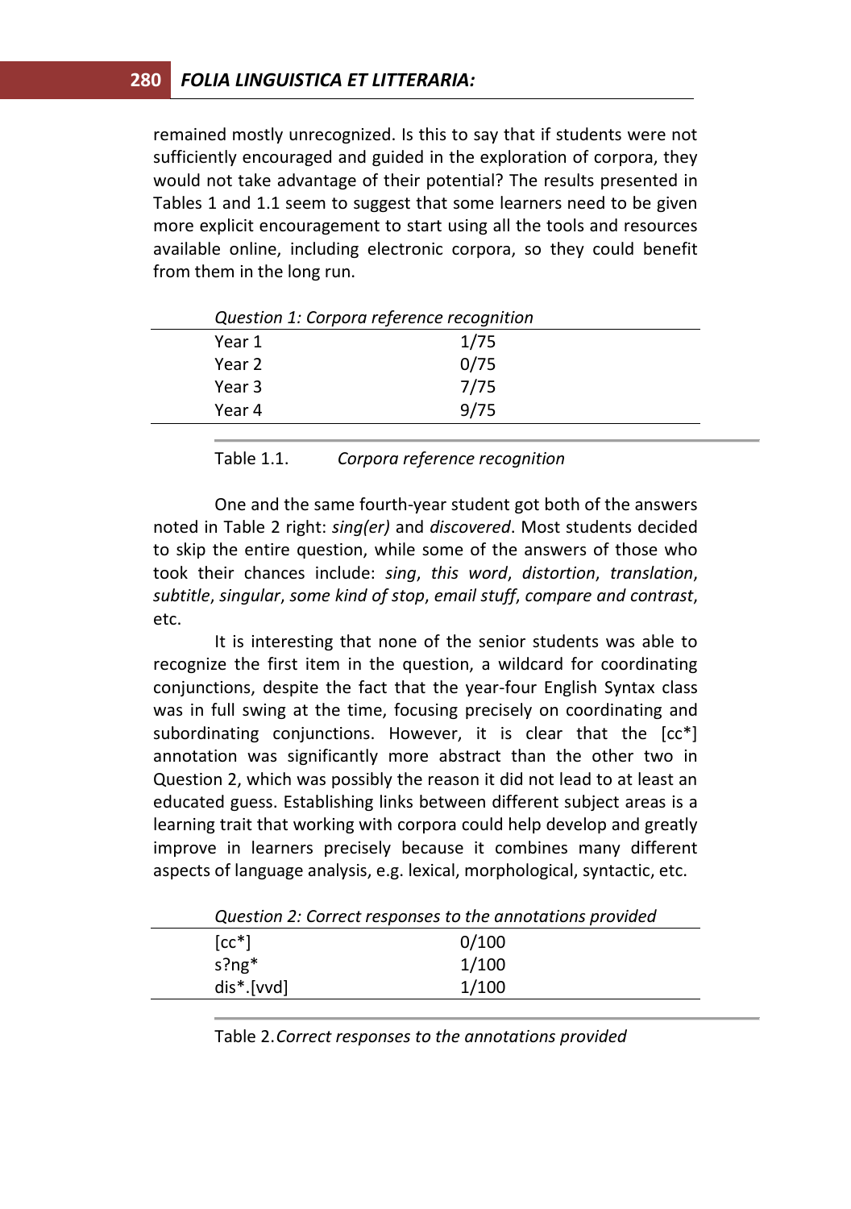remained mostly unrecognized. Is this to say that if students were not sufficiently encouraged and guided in the exploration of corpora, they would not take advantage of their potential? The results presented in Tables 1 and 1.1 seem to suggest that some learners need to be given more explicit encouragement to start using all the tools and resources available online, including electronic corpora, so they could benefit from them in the long run.

| *Question 1: Corpora reference recognition* | |
|---|---|
| Year 1 | 1/75 |
| Year 2 | 0/75 |
| Year 3 | 7/75 |
| Year 4 | 9/75 |

Table 1.1. *Corpora reference recognition*

One and the same fourth-year student got both of the answers noted in Table 2 right: *sing(er)* and *discovered*. Most students decided to skip the entire question, while some of the answers of those who took their chances include: *sing*, *this word*, *distortion*, *translation*, *subtitle*, *singular*, *some kind of stop*, *email stuff*, *compare and contrast*, etc.

It is interesting that none of the senior students was able to recognize the first item in the question, a wildcard for coordinating conjunctions, despite the fact that the year-four English Syntax class was in full swing at the time, focusing precisely on coordinating and subordinating conjunctions. However, it is clear that the [cc*] annotation was significantly more abstract than the other two in Question 2, which was possibly the reason it did not lead to at least an educated guess. Establishing links between different subject areas is a learning trait that working with corpora could help develop and greatly improve in learners precisely because it combines many different aspects of language analysis, e.g. lexical, morphological, syntactic, etc.

| *Question 2: Correct responses to the annotations provided* | |
|---|---|
| [cc*] | 0/100 |
| s?ng* | 1/100 |
| dis*.[vvd] | 1/100 |

Table 2. *Correct responses to the annotations provided*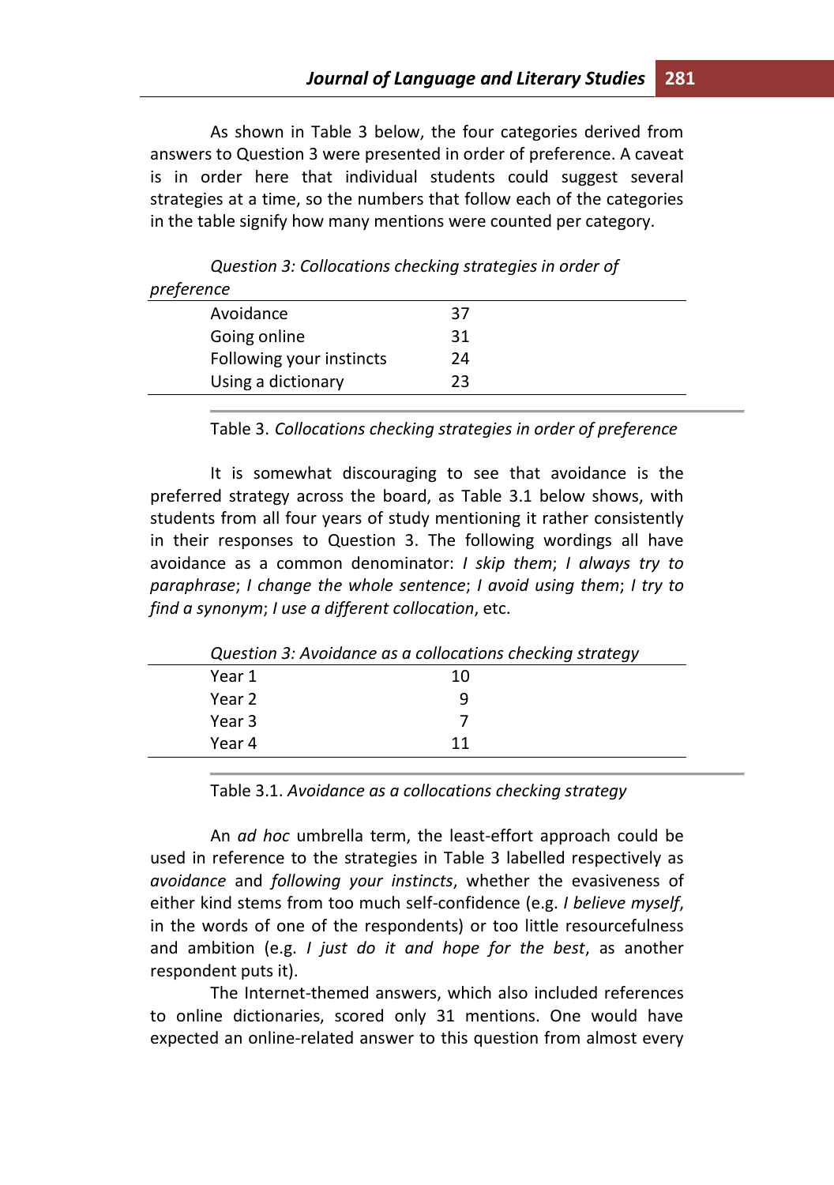As shown in Table 3 below, the four categories derived from answers to Question 3 were presented in order of preference. A caveat is in order here that individual students could suggest several strategies at a time, so the numbers that follow each of the categories in the table signify how many mentions were counted per category.

| *Question 3: Collocations checking strategies in order of preference* | |
|---|---|
| Avoidance | 37 |
| Going online | 31 |
| Following your instincts | 24 |
| Using a dictionary | 23 |

Table 3. *Collocations checking strategies in order of preference*

It is somewhat discouraging to see that avoidance is the preferred strategy across the board, as Table 3.1 below shows, with students from all four years of study mentioning it rather consistently in their responses to Question 3. The following wordings all have avoidance as a common denominator: *I skip them*; *I always try to paraphrase*; *I change the whole sentence*; *I avoid using them*; *I try to find a synonym*; *I use a different collocation*, etc.

| *Question 3: Avoidance as a collocations checking strategy* | |
|---|---|
| Year 1 | 10 |
| Year 2 | 9 |
| Year 3 | 7 |
| Year 4 | 11 |

Table 3.1. *Avoidance as a collocations checking strategy*

An *ad hoc* umbrella term, the least-effort approach could be used in reference to the strategies in Table 3 labelled respectively as *avoidance* and *following your instincts*, whether the evasiveness of either kind stems from too much self-confidence (e.g. *I believe myself*, in the words of one of the respondents) or too little resourcefulness and ambition (e.g. *I just do it and hope for the best*, as another respondent puts it).

The Internet-themed answers, which also included references to online dictionaries, scored only 31 mentions. One would have expected an online-related answer to this question from almost every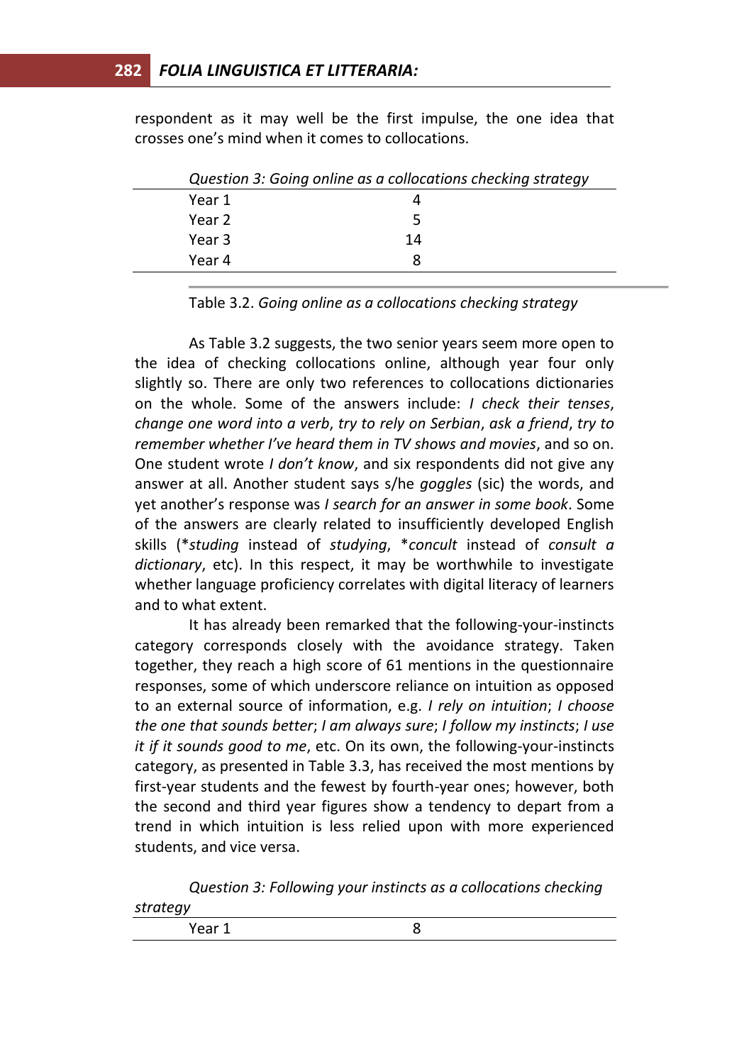respondent as it may well be the first impulse, the one idea that crosses one's mind when it comes to collocations.

| *Question 3: Going online as a collocations checking strategy* | |
|---|---|
| Year 1 | 4 |
| Year 2 | 5 |
| Year 3 | 14 |
| Year 4 | 8 |

Table 3.2. *Going online as a collocations checking strategy*

As Table 3.2 suggests, the two senior years seem more open to the idea of checking collocations online, although year four only slightly so. There are only two references to collocations dictionaries on the whole. Some of the answers include: *I check their tenses*, *change one word into a verb*, *try to rely on Serbian*, *ask a friend*, *try to remember whether I've heard them in TV shows and movies*, and so on. One student wrote *I don't know*, and six respondents did not give any answer at all. Another student says s/he *goggles* (sic) the words, and yet another's response was *I search for an answer in some book*. Some of the answers are clearly related to insufficiently developed English skills (**studing* instead of *studying*, **concult* instead of *consult a dictionary*, etc). In this respect, it may be worthwhile to investigate whether language proficiency correlates with digital literacy of learners and to what extent.

It has already been remarked that the following-your-instincts category corresponds closely with the avoidance strategy. Taken together, they reach a high score of 61 mentions in the questionnaire responses, some of which underscore reliance on intuition as opposed to an external source of information, e.g. *I rely on intuition*; *I choose the one that sounds better*; *I am always sure*; *I follow my instincts*; *I use it if it sounds good to me*, etc. On its own, the following-your-instincts category, as presented in Table 3.3, has received the most mentions by first-year students and the fewest by fourth-year ones; however, both the second and third year figures show a tendency to depart from a trend in which intuition is less relied upon with more experienced students, and vice versa.

| *Question 3: Following your instincts as a collocations checking strategy* | |
|---|---|
| Year 1 | 8 |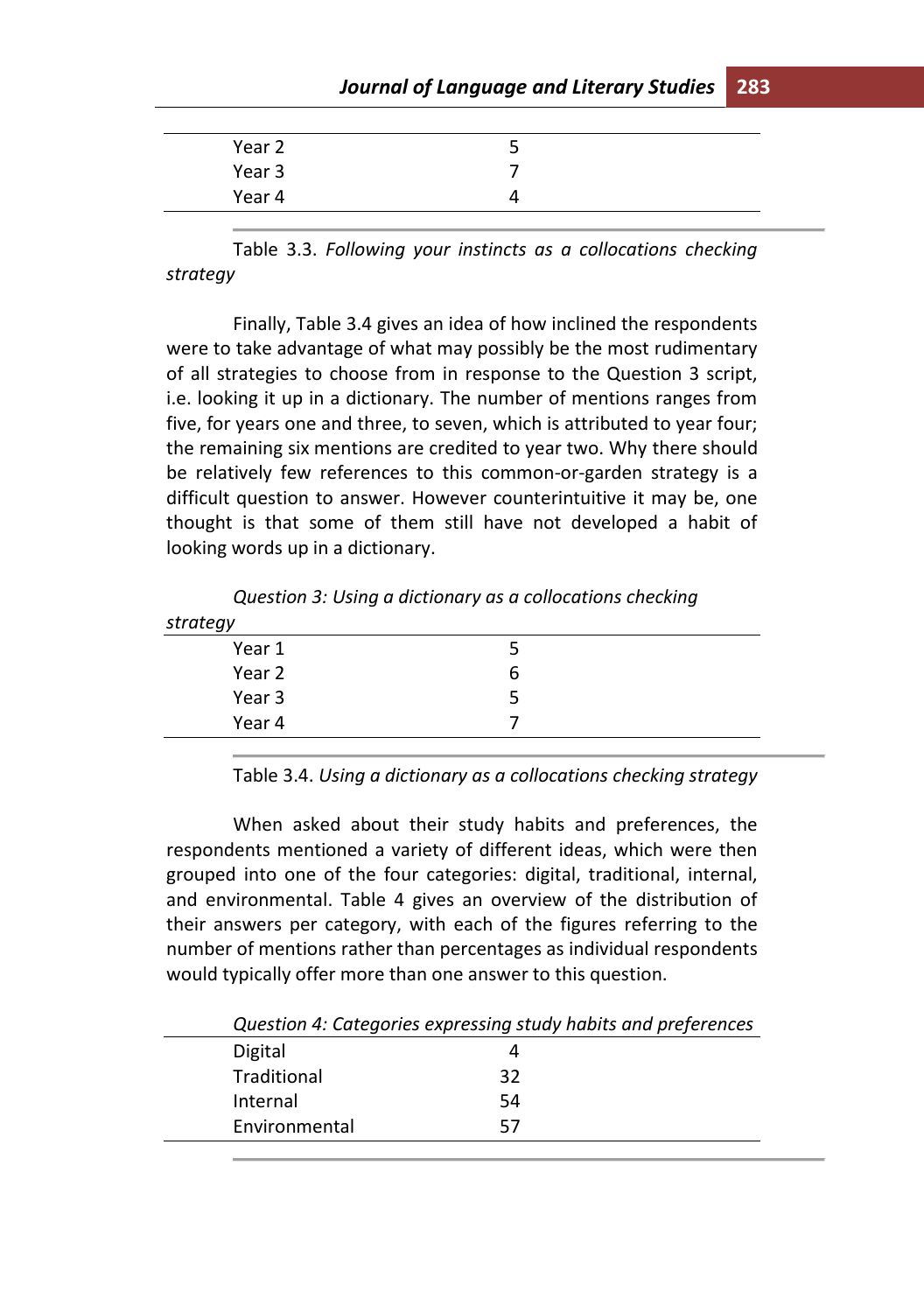| | |
|---|---|
| Year 2 | 5 |
| Year 3 | 7 |
| Year 4 | 4 |

Table 3.3. *Following your instincts as a collocations checking strategy*

Finally, Table 3.4 gives an idea of how inclined the respondents were to take advantage of what may possibly be the most rudimentary of all strategies to choose from in response to the Question 3 script, i.e. looking it up in a dictionary. The number of mentions ranges from five, for years one and three, to seven, which is attributed to year four; the remaining six mentions are credited to year two. Why there should be relatively few references to this common-or-garden strategy is a difficult question to answer. However counterintuitive it may be, one thought is that some of them still have not developed a habit of looking words up in a dictionary.

*Question 3: Using a dictionary as a collocations checking strategy*

| | |
|---|---|
| Year 1 | 5 |
| Year 2 | 6 |
| Year 3 | 5 |
| Year 4 | 7 |

Table 3.4. *Using a dictionary as a collocations checking strategy*

When asked about their study habits and preferences, the respondents mentioned a variety of different ideas, which were then grouped into one of the four categories: digital, traditional, internal, and environmental. Table 4 gives an overview of the distribution of their answers per category, with each of the figures referring to the number of mentions rather than percentages as individual respondents would typically offer more than one answer to this question.

*Question 4: Categories expressing study habits and preferences*

| | |
|---|---|
| Digital | 4 |
| Traditional | 32 |
| Internal | 54 |
| Environmental | 57 |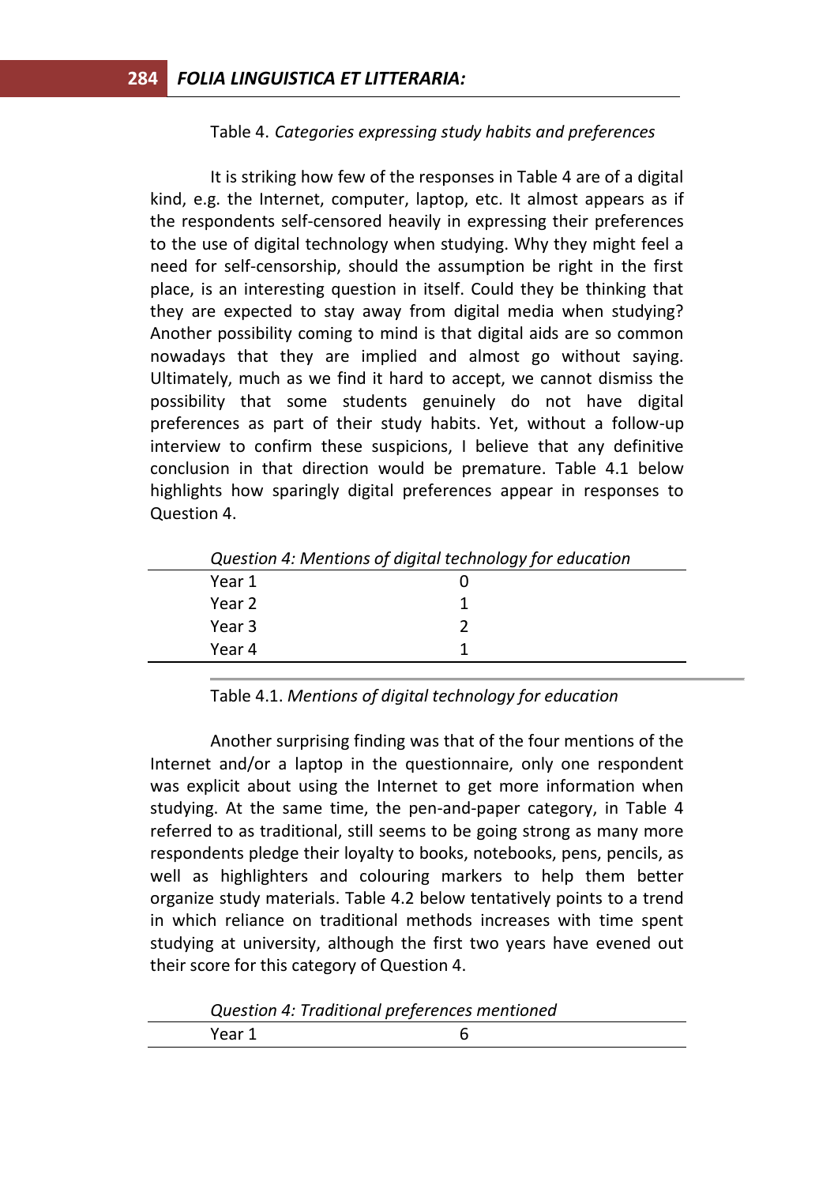Table 4. *Categories expressing study habits and preferences*

It is striking how few of the responses in Table 4 are of a digital kind, e.g. the Internet, computer, laptop, etc. It almost appears as if the respondents self-censored heavily in expressing their preferences to the use of digital technology when studying. Why they might feel a need for self-censorship, should the assumption be right in the first place, is an interesting question in itself. Could they be thinking that they are expected to stay away from digital media when studying? Another possibility coming to mind is that digital aids are so common nowadays that they are implied and almost go without saying. Ultimately, much as we find it hard to accept, we cannot dismiss the possibility that some students genuinely do not have digital preferences as part of their study habits. Yet, without a follow-up interview to confirm these suspicions, I believe that any definitive conclusion in that direction would be premature. Table 4.1 below highlights how sparingly digital preferences appear in responses to Question 4.

| *Question 4: Mentions of digital technology for education* | |
|---|---|
| Year 1 | 0 |
| Year 2 | 1 |
| Year 3 | 2 |
| Year 4 | 1 |

Table 4.1. *Mentions of digital technology for education*

Another surprising finding was that of the four mentions of the Internet and/or a laptop in the questionnaire, only one respondent was explicit about using the Internet to get more information when studying. At the same time, the pen-and-paper category, in Table 4 referred to as traditional, still seems to be going strong as many more respondents pledge their loyalty to books, notebooks, pens, pencils, as well as highlighters and colouring markers to help them better organize study materials. Table 4.2 below tentatively points to a trend in which reliance on traditional methods increases with time spent studying at university, although the first two years have evened out their score for this category of Question 4.

| *Question 4: Traditional preferences mentioned* | |
|---|---|
| Year 1 | 6 |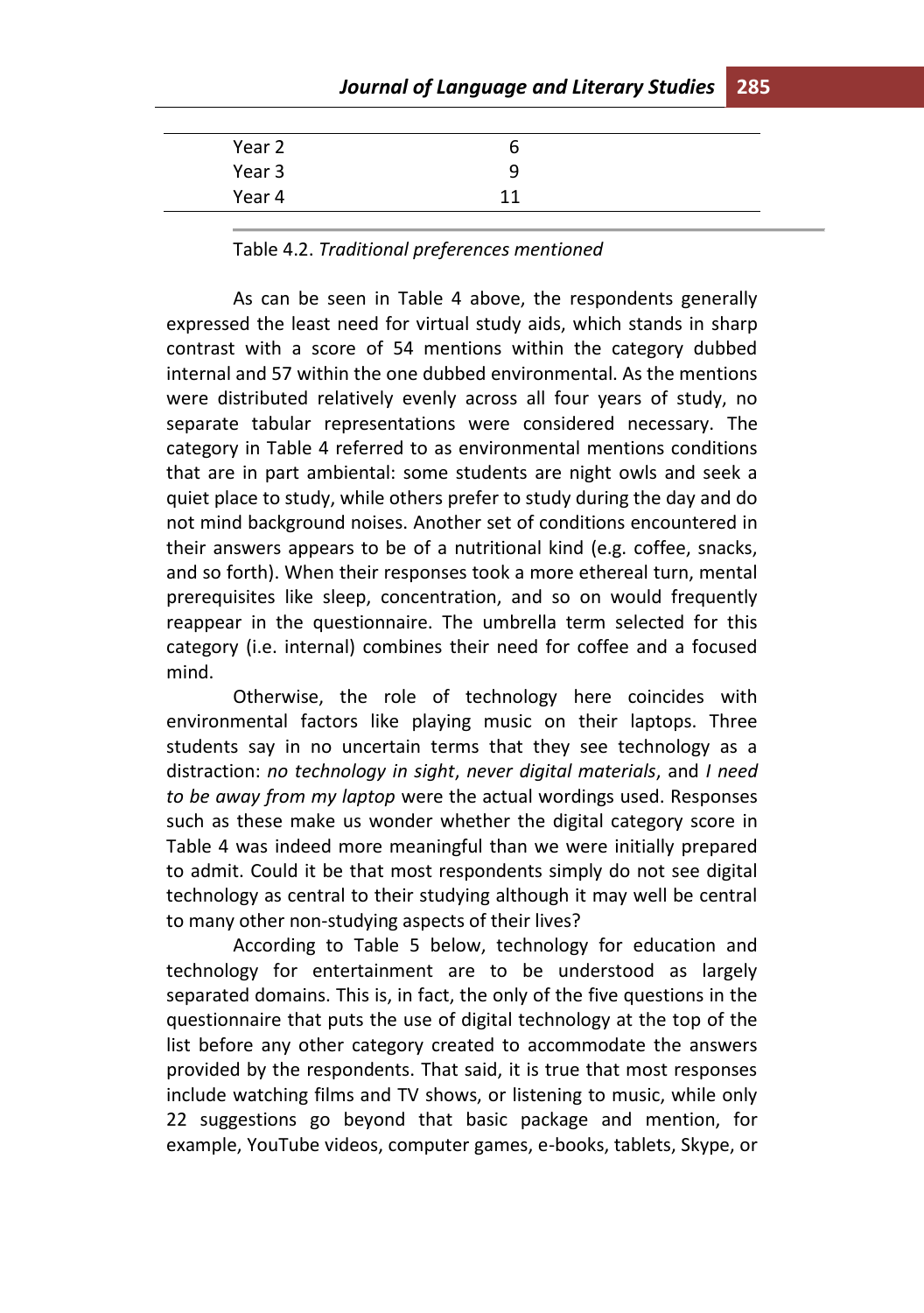| | |
|---|---|
| Year 2 | 6 |
| Year 3 | 9 |
| Year 4 | 11 |

Table 4.2. *Traditional preferences mentioned*

As can be seen in Table 4 above, the respondents generally expressed the least need for virtual study aids, which stands in sharp contrast with a score of 54 mentions within the category dubbed internal and 57 within the one dubbed environmental. As the mentions were distributed relatively evenly across all four years of study, no separate tabular representations were considered necessary. The category in Table 4 referred to as environmental mentions conditions that are in part ambiental: some students are night owls and seek a quiet place to study, while others prefer to study during the day and do not mind background noises. Another set of conditions encountered in their answers appears to be of a nutritional kind (e.g. coffee, snacks, and so forth). When their responses took a more ethereal turn, mental prerequisites like sleep, concentration, and so on would frequently reappear in the questionnaire. The umbrella term selected for this category (i.e. internal) combines their need for coffee and a focused mind.

Otherwise, the role of technology here coincides with environmental factors like playing music on their laptops. Three students say in no uncertain terms that they see technology as a distraction: *no technology in sight*, *never digital materials*, and *I need to be away from my laptop* were the actual wordings used. Responses such as these make us wonder whether the digital category score in Table 4 was indeed more meaningful than we were initially prepared to admit. Could it be that most respondents simply do not see digital technology as central to their studying although it may well be central to many other non-studying aspects of their lives?

According to Table 5 below, technology for education and technology for entertainment are to be understood as largely separated domains. This is, in fact, the only of the five questions in the questionnaire that puts the use of digital technology at the top of the list before any other category created to accommodate the answers provided by the respondents. That said, it is true that most responses include watching films and TV shows, or listening to music, while only 22 suggestions go beyond that basic package and mention, for example, YouTube videos, computer games, e-books, tablets, Skype, or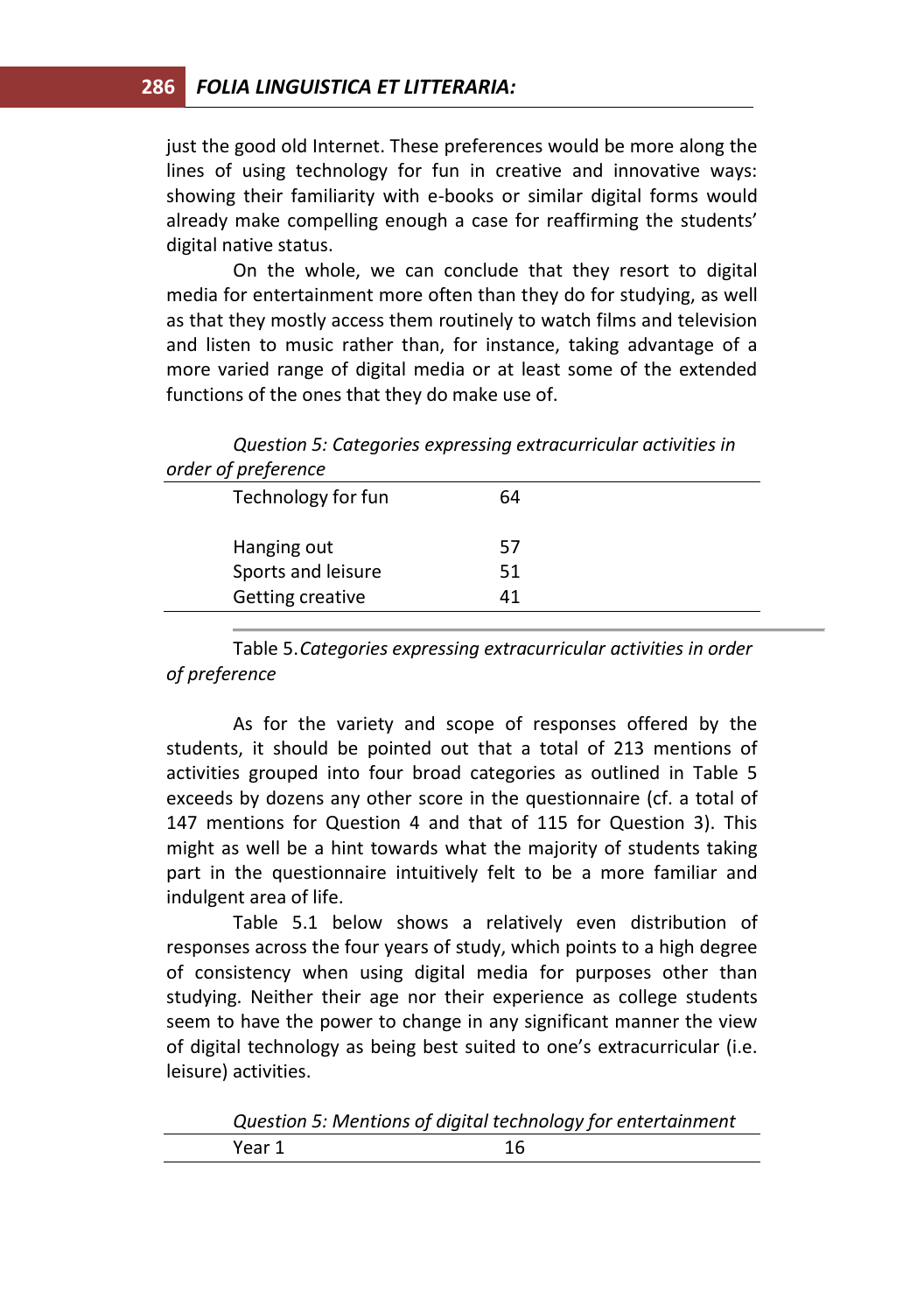just the good old Internet. These preferences would be more along the lines of using technology for fun in creative and innovative ways: showing their familiarity with e-books or similar digital forms would already make compelling enough a case for reaffirming the students' digital native status.

On the whole, we can conclude that they resort to digital media for entertainment more often than they do for studying, as well as that they mostly access them routinely to watch films and television and listen to music rather than, for instance, taking advantage of a more varied range of digital media or at least some of the extended functions of the ones that they do make use of.

*Question 5: Categories expressing extracurricular activities in order of preference*

| | |
|---|---|
| Technology for fun | 64 |
| Hanging out | 57 |
| Sports and leisure | 51 |
| Getting creative | 41 |

Table 5. *Categories expressing extracurricular activities in order of preference*

As for the variety and scope of responses offered by the students, it should be pointed out that a total of 213 mentions of activities grouped into four broad categories as outlined in Table 5 exceeds by dozens any other score in the questionnaire (cf. a total of 147 mentions for Question 4 and that of 115 for Question 3). This might as well be a hint towards what the majority of students taking part in the questionnaire intuitively felt to be a more familiar and indulgent area of life.

Table 5.1 below shows a relatively even distribution of responses across the four years of study, which points to a high degree of consistency when using digital media for purposes other than studying. Neither their age nor their experience as college students seem to have the power to change in any significant manner the view of digital technology as being best suited to one's extracurricular (i.e. leisure) activities.

*Question 5: Mentions of digital technology for entertainment*

| | |
|---|---|
| Year 1 | 16 |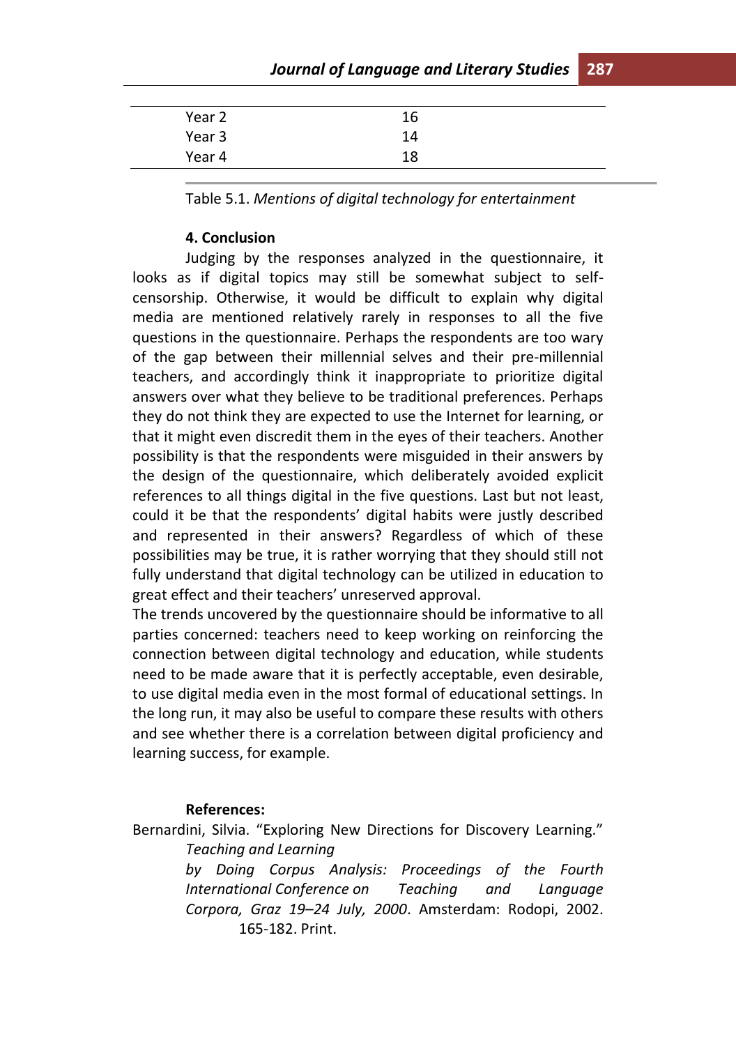| | |
|---|---|
| Year 2 | 16 |
| Year 3 | 14 |
| Year 4 | 18 |

Table 5.1. *Mentions of digital technology for entertainment*

**4. Conclusion**

Judging by the responses analyzed in the questionnaire, it looks as if digital topics may still be somewhat subject to self-censorship. Otherwise, it would be difficult to explain why digital media are mentioned relatively rarely in responses to all the five questions in the questionnaire. Perhaps the respondents are too wary of the gap between their millennial selves and their pre-millennial teachers, and accordingly think it inappropriate to prioritize digital answers over what they believe to be traditional preferences. Perhaps they do not think they are expected to use the Internet for learning, or that it might even discredit them in the eyes of their teachers. Another possibility is that the respondents were misguided in their answers by the design of the questionnaire, which deliberately avoided explicit references to all things digital in the five questions. Last but not least, could it be that the respondents' digital habits were justly described and represented in their answers? Regardless of which of these possibilities may be true, it is rather worrying that they should still not fully understand that digital technology can be utilized in education to great effect and their teachers' unreserved approval.

The trends uncovered by the questionnaire should be informative to all parties concerned: teachers need to keep working on reinforcing the connection between digital technology and education, while students need to be made aware that it is perfectly acceptable, even desirable, to use digital media even in the most formal of educational settings. In the long run, it may also be useful to compare these results with others and see whether there is a correlation between digital proficiency and learning success, for example.

**References:**

Bernardini, Silvia. "Exploring New Directions for Discovery Learning." *Teaching and Learning by Doing Corpus Analysis: Proceedings of the Fourth International Conference on Teaching and Language Corpora, Graz 19–24 July, 2000*. Amsterdam: Rodopi, 2002. 165-182. Print.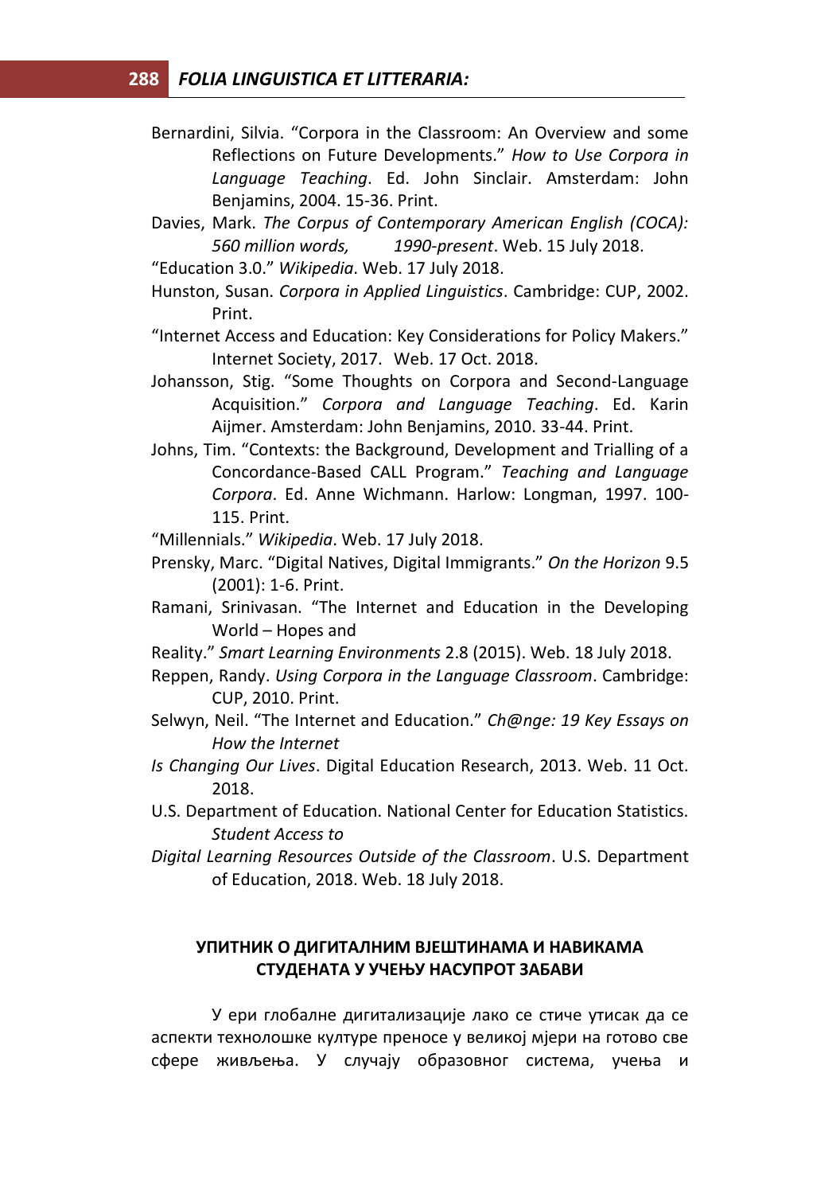Bernardini, Silvia. "Corpora in the Classroom: An Overview and some Reflections on Future Developments." *How to Use Corpora in Language Teaching*. Ed. John Sinclair. Amsterdam: John Benjamins, 2004. 15-36. Print.

Davies, Mark. *The Corpus of Contemporary American English (COCA): 560 million words, 1990-present*. Web. 15 July 2018.

"Education 3.0." *Wikipedia*. Web. 17 July 2018.

Hunston, Susan. *Corpora in Applied Linguistics*. Cambridge: CUP, 2002. Print.

"Internet Access and Education: Key Considerations for Policy Makers." Internet Society, 2017. Web. 17 Oct. 2018.

Johansson, Stig. "Some Thoughts on Corpora and Second-Language Acquisition." *Corpora and Language Teaching*. Ed. Karin Aijmer. Amsterdam: John Benjamins, 2010. 33-44. Print.

Johns, Tim. "Contexts: the Background, Development and Trialling of a Concordance-Based CALL Program." *Teaching and Language Corpora*. Ed. Anne Wichmann. Harlow: Longman, 1997. 100-115. Print.

"Millennials." *Wikipedia*. Web. 17 July 2018.

Prensky, Marc. "Digital Natives, Digital Immigrants." *On the Horizon* 9.5 (2001): 1-6. Print.

Ramani, Srinivasan. "The Internet and Education in the Developing World – Hopes and Reality." *Smart Learning Environments* 2.8 (2015). Web. 18 July 2018.

Reppen, Randy. *Using Corpora in the Language Classroom*. Cambridge: CUP, 2010. Print.

Selwyn, Neil. "The Internet and Education." *Ch@nge: 19 Key Essays on How the Internet Is Changing Our Lives*. Digital Education Research, 2013. Web. 11 Oct. 2018.

U.S. Department of Education. National Center for Education Statistics. *Student Access to Digital Learning Resources Outside of the Classroom*. U.S. Department of Education, 2018. Web. 18 July 2018.

## УПИТНИК О ДИГИТАЛНИМ ВЈЕШТИНАМА И НАВИКАМА СТУДЕНАТА У УЧЕЊУ НАСУПРОТ ЗАБАВИ

У ери глобалне дигитализације лако се стиче утисак да се аспекти технолошке културе преносе у великој мјери на готово све сфере живљења. У случају образовног система, учења и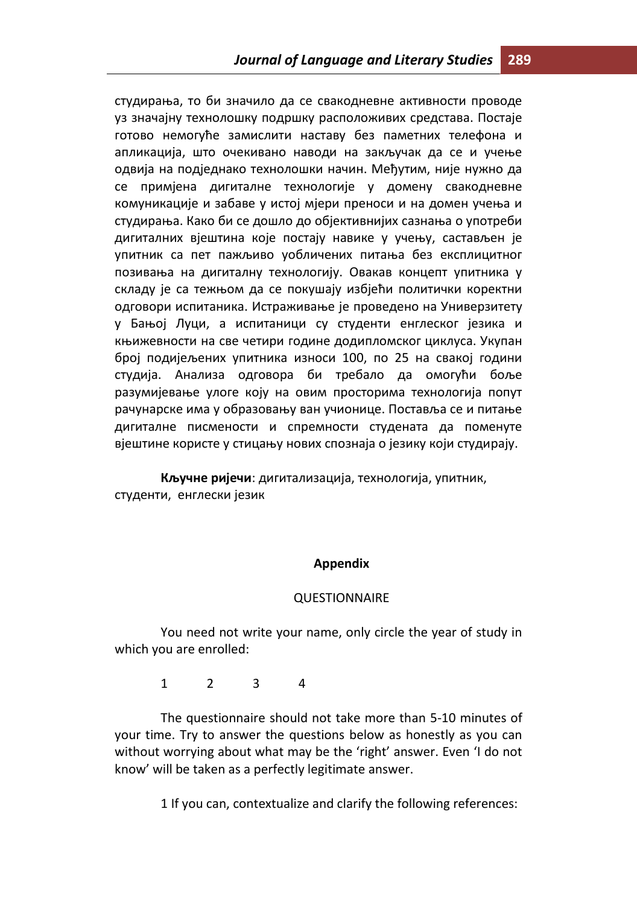студирања, то би значило да се свакодневне активности проводе уз значајну технолошку подршку расположивих средстава. Постаје готово немогуће замислити наставу без паметних телефона и апликација, што очекивано наводи на закључак да се и учење одвија на подједнако технолошки начин. Међутим, није нужно да се примјена дигиталне технологије у домену свакодневне комуникације и забаве у истој мјери преноси и на домен учења и студирања. Како би се дошло до објективнијих сазнања о употреби дигиталних вјештина које постају навике у учењу, састављен је упитник са пет пажљиво уобличених питања без експлицитног позивања на дигиталну технологију. Овакав концепт упитника у складу је са тежњом да се покушају избјећи политички коректни одговори испитаника. Истраживање је проведено на Универзитету у Бањој Луци, а испитаници су студенти енглеског језика и књижевности на све четири године додипломског циклуса. Укупан број подијељених упитника износи 100, по 25 на свакој години студија. Анализа одговора би требало да омогући боље разумијевање улоге коју на овим просторима технологија попут рачунарске има у образовању ван учионице. Поставља се и питање дигиталне писмености и спремности студената да поменуте вјештине користе у стицању нових спознаја о језику који студирају.

**Кључне ријечи**: дигитализација, технологија, упитник, студенти, енглески језик

## Appendix

QUESTIONNAIRE

You need not write your name, only circle the year of study in which you are enrolled:

1 2 3 4

The questionnaire should not take more than 5-10 minutes of your time. Try to answer the questions below as honestly as you can without worrying about what may be the 'right' answer. Even 'I do not know' will be taken as a perfectly legitimate answer.

1 If you can, contextualize and clarify the following references: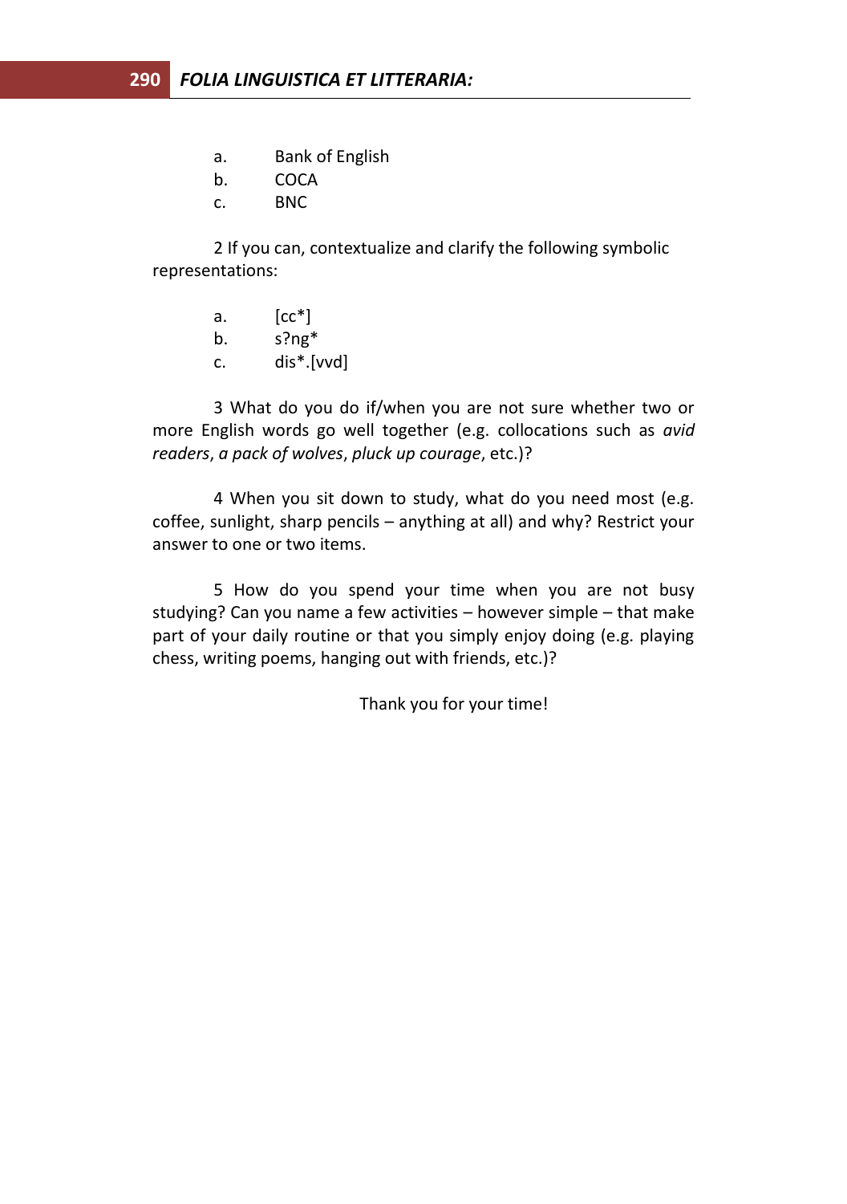a. Bank of English
b. COCA
c. BNC

2 If you can, contextualize and clarify the following symbolic representations:

a. [cc*]
b. s?ng*
c. dis*.[vvd]

3 What do you do if/when you are not sure whether two or more English words go well together (e.g. collocations such as *avid readers*, *a pack of wolves*, *pluck up courage*, etc.)?

4 When you sit down to study, what do you need most (e.g. coffee, sunlight, sharp pencils – anything at all) and why? Restrict your answer to one or two items.

5 How do you spend your time when you are not busy studying? Can you name a few activities – however simple – that make part of your daily routine or that you simply enjoy doing (e.g. playing chess, writing poems, hanging out with friends, etc.)?

Thank you for your time!